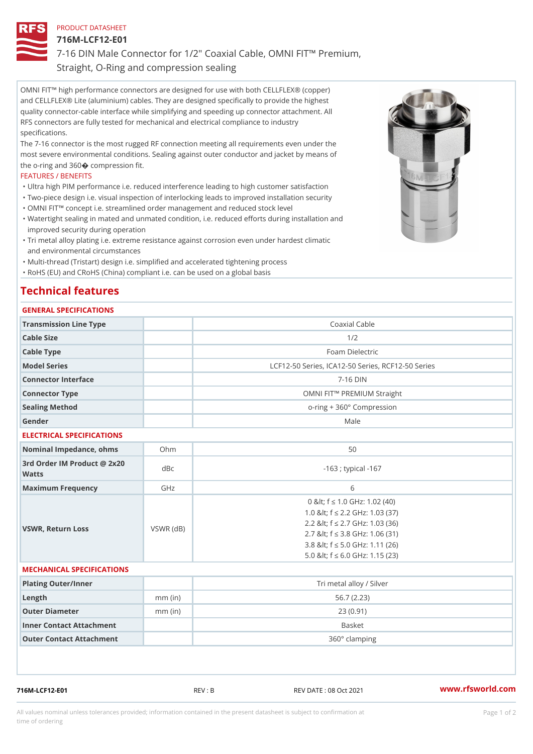PRODUCT DATASHEET

# 716M-LCF12-E01

7-16 DIN Male Connector for 1/2" Coaxial Cable, OMNI FIT™ Premium, Straight, O-Ring and compression sealing

OMNI FIT™ high performance connectors are designed for use with both CELLFLEX® (copper) and CELLFLEX® Lite (aluminium) cables. They are designed specifically to provide the highest quality connector-cable interface while simplifying and speeding up connector attachment. All RFS connectors are fully tested for mechanical and electrical compliance to industry specifications.

The 7-16 connector is the most rugged RF connection meeting all requirements even under the most severe environmental conditions. Sealing against outer conductor and jacket by means of the o-ring and 360� compression fit.

FEATURES / BENEFITS

- Ultra high PIM performance i.e. reduced interference leading to high customer satisfaction
- Two-piece design i.e. visual inspection of interlocking leads to improved installation security
- OMNI FIT™ concept i.e. streamlined order management and reduced stock level
- Watertight sealing in mated and unmated condition, i.e. reduced efforts during installation and improved security during operation
- Tri metal alloy plating i.e. extreme resistance against corrosion even under hardest climatic and environmental circumstances
- Multi-thread (Tristart) design i.e. simplified and accelerated tightening process
- RoHS (EU) and CRoHS (China) compliant i.e. can be used on a global basis

## Technical features

### GENERAL SPECIFICATIONS

| | | |
|---|---|---|
| Transmission Line Type | | Coaxial Cable |
| Cable Size | | 1/2 |
| Cable Type | | Foam Dielectric |
| Model Series | | LCF12-50 Series, ICA12-50 Series, RCF12-50 Series |
| Connector Interface | | 7-16 DIN |
| Connector Type | | OMNI FIT™ PREMIUM Straight |
| Sealing Method | | o-ring + 360° Compression |
| Gender | | Male |

### ELECTRICAL SPECIFICATIONS

| | | |
|---|---|---|
| Nominal Impedance, ohms | Ohm | 50 |
| 3rd Order IM Product @ 2x20 Watts | dBc | -163 ; typical -167 |
| Maximum Frequency | GHz | 6 |
| VSWR, Return Loss | VSWR (dB) | 0 &lt; f ≤ 1.0 GHz: 1.02 (40)<br>1.0 &lt; f ≤ 2.2 GHz: 1.03 (37)<br>2.2 &lt; f ≤ 2.7 GHz: 1.03 (36)<br>2.7 &lt; f ≤ 3.8 GHz: 1.06 (31)<br>3.8 &lt; f ≤ 5.0 GHz: 1.11 (26)<br>5.0 &lt; f ≤ 6.0 GHz: 1.15 (23) |

### MECHANICAL SPECIFICATIONS

| | | |
|---|---|---|
| Plating Outer/Inner | | Tri metal alloy / Silver |
| Length | mm (in) | 56.7 (2.23) |
| Outer Diameter | mm (in) | 23 (0.91) |
| Inner Contact Attachment | | Basket |
| Outer Contact Attachment | | 360° clamping |

716M-LCF12-E01 REV : B REV DATE : 08 Oct 2021 www.rfsworld.com

All values nominal unless tolerances provided; information contained in the present datasheet is subject to confirmation at time of ordering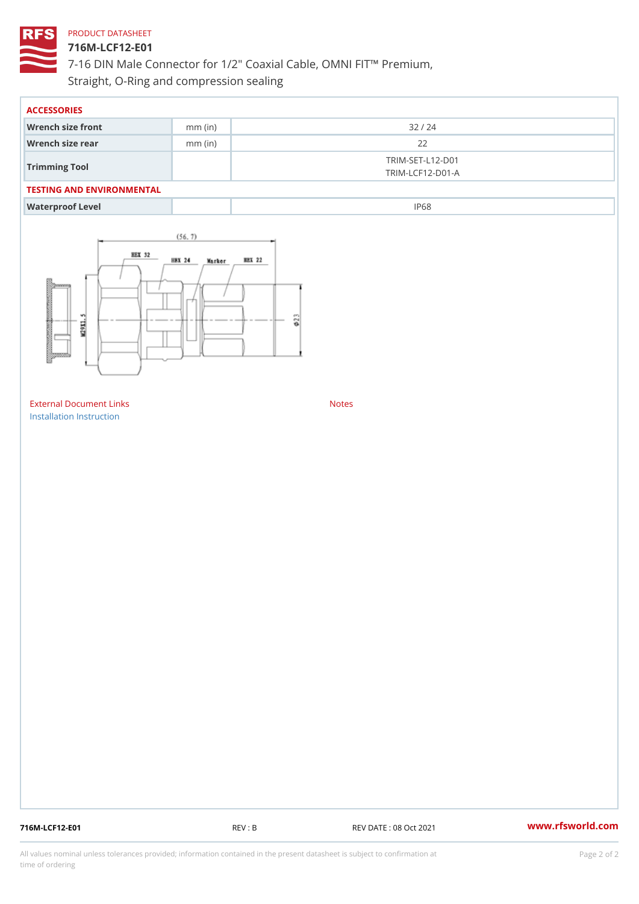PRODUCT DATASHEET

# 716M-LCF12-E01

7-16 DIN Male Connector for 1/2" Coaxial Cable, OMNI FIT™ Premium, Straight, O-Ring and compression sealing

## ACCESSORIES

| | | |
|---|---|---|
| Wrench size front | mm (in) | 32 / 24 |
| Wrench size rear | mm (in) | 22 |
| Trimming Tool | | TRIM-SET-L12-D01<br>TRIM-LCF12-D01-A |

## TESTING AND ENVIRONMENTAL

| | | |
|---|---|---|
| Waterproof Level | | IP68 |

(56. 7)
HEX 32
HEX 24
Marker
HEX 22
M29X1.5
Φ23

External Document Links

Installation Instruction

Notes

716M-LCF12-E01 REV : B REV DATE : 08 Oct 2021 www.rfsworld.com

All values nominal unless tolerances provided; information contained in the present datasheet is subject to confirmation at time of ordering